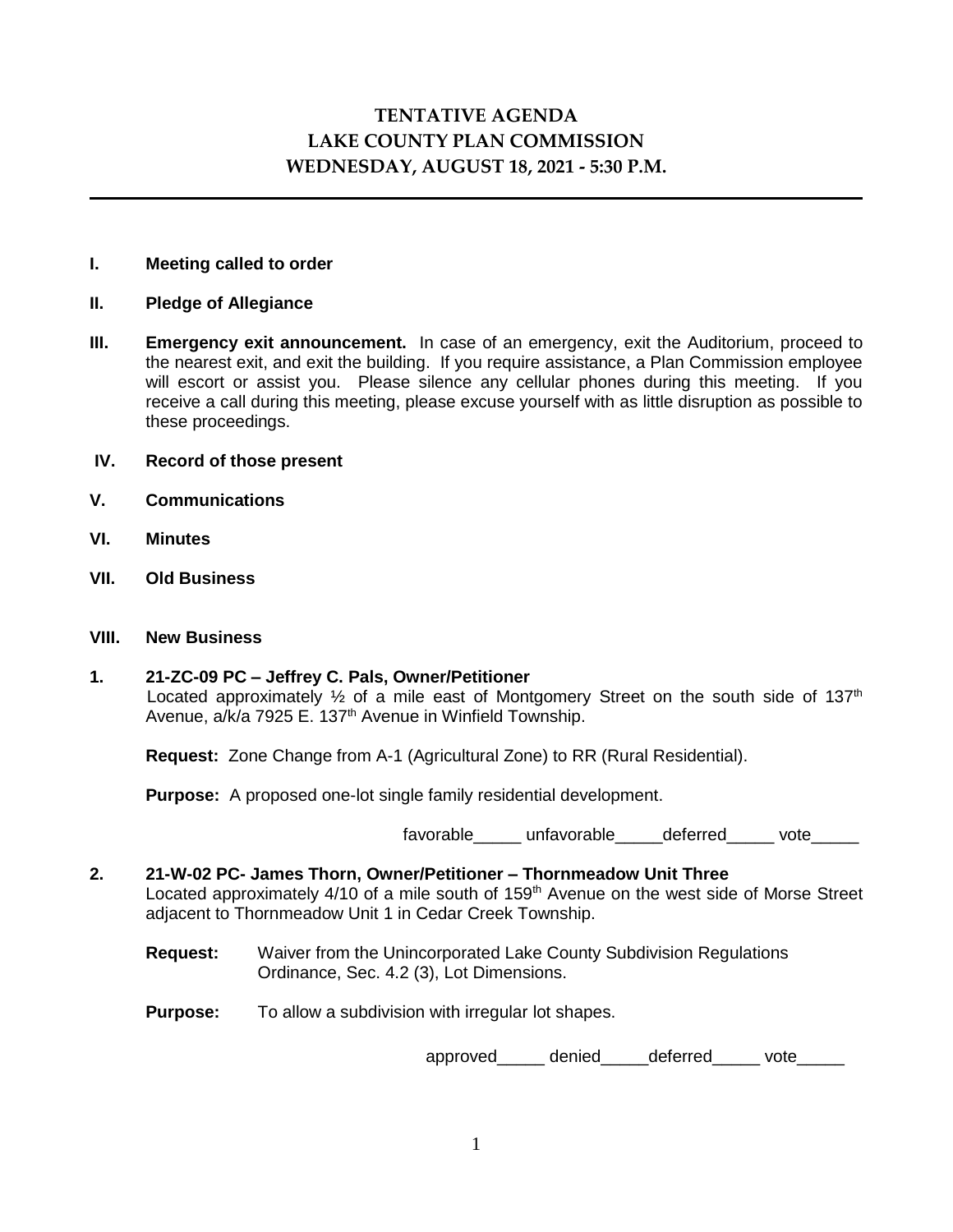# TENTATIVE AGENDA
# LAKE COUNTY PLAN COMMISSION
# WEDNESDAY, AUGUST 18, 2021 - 5:30 P.M.

---

**I. Meeting called to order**

**II. Pledge of Allegiance**

**III. Emergency exit announcement.** In case of an emergency, exit the Auditorium, proceed to the nearest exit, and exit the building. If you require assistance, a Plan Commission employee will escort or assist you. Please silence any cellular phones during this meeting. If you receive a call during this meeting, please excuse yourself with as little disruption as possible to these proceedings.

**IV. Record of those present**

**V. Communications**

**VI. Minutes**

**VII. Old Business**

**VIII. New Business**

**1. 21-ZC-09 PC – Jeffrey C. Pals, Owner/Petitioner**
Located approximately ½ of a mile east of Montgomery Street on the south side of 137th Avenue, a/k/a 7925 E. 137th Avenue in Winfield Township.

**Request:** Zone Change from A-1 (Agricultural Zone) to RR (Rural Residential).

**Purpose:** A proposed one-lot single family residential development.

favorable_____ unfavorable_____deferred_____ vote_____

**2. 21-W-02 PC- James Thorn, Owner/Petitioner – Thornmeadow Unit Three**
Located approximately 4/10 of a mile south of 159th Avenue on the west side of Morse Street adjacent to Thornmeadow Unit 1 in Cedar Creek Township.

**Request:** Waiver from the Unincorporated Lake County Subdivision Regulations Ordinance, Sec. 4.2 (3), Lot Dimensions.

**Purpose:** To allow a subdivision with irregular lot shapes.

approved_____ denied_____deferred_____ vote_____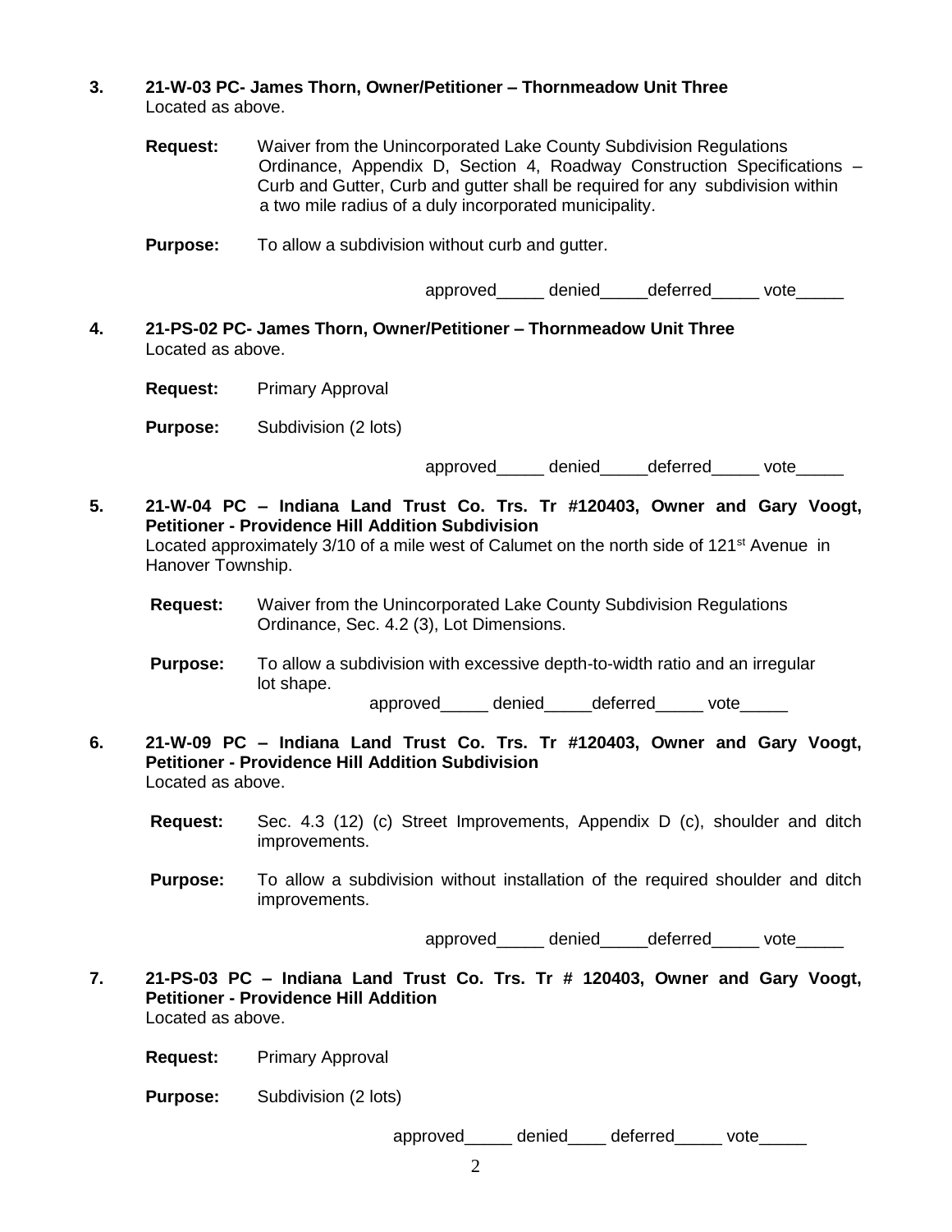**3. 21-W-03 PC- James Thorn, Owner/Petitioner – Thornmeadow Unit Three**
Located as above.

**Request:** Waiver from the Unincorporated Lake County Subdivision Regulations Ordinance, Appendix D, Section 4, Roadway Construction Specifications – Curb and Gutter, Curb and gutter shall be required for any subdivision within a two mile radius of a duly incorporated municipality.

**Purpose:** To allow a subdivision without curb and gutter.

approved_____ denied_____deferred_____ vote_____

**4. 21-PS-02 PC- James Thorn, Owner/Petitioner – Thornmeadow Unit Three**
Located as above.

**Request:** Primary Approval

**Purpose:** Subdivision (2 lots)

approved_____ denied_____deferred_____ vote_____

**5. 21-W-04 PC – Indiana Land Trust Co. Trs. Tr #120403, Owner and Gary Voogt, Petitioner - Providence Hill Addition Subdivision**
Located approximately 3/10 of a mile west of Calumet on the north side of 121st Avenue in Hanover Township.

**Request:** Waiver from the Unincorporated Lake County Subdivision Regulations Ordinance, Sec. 4.2 (3), Lot Dimensions.

**Purpose:** To allow a subdivision with excessive depth-to-width ratio and an irregular lot shape.

approved_____ denied_____deferred_____ vote_____

**6. 21-W-09 PC – Indiana Land Trust Co. Trs. Tr #120403, Owner and Gary Voogt, Petitioner - Providence Hill Addition Subdivision**
Located as above.

**Request:** Sec. 4.3 (12) (c) Street Improvements, Appendix D (c), shoulder and ditch improvements.

**Purpose:** To allow a subdivision without installation of the required shoulder and ditch improvements.

approved_____ denied_____deferred_____ vote_____

**7. 21-PS-03 PC – Indiana Land Trust Co. Trs. Tr # 120403, Owner and Gary Voogt, Petitioner - Providence Hill Addition**
Located as above.

**Request:** Primary Approval

**Purpose:** Subdivision (2 lots)

approved_____ denied____ deferred_____ vote_____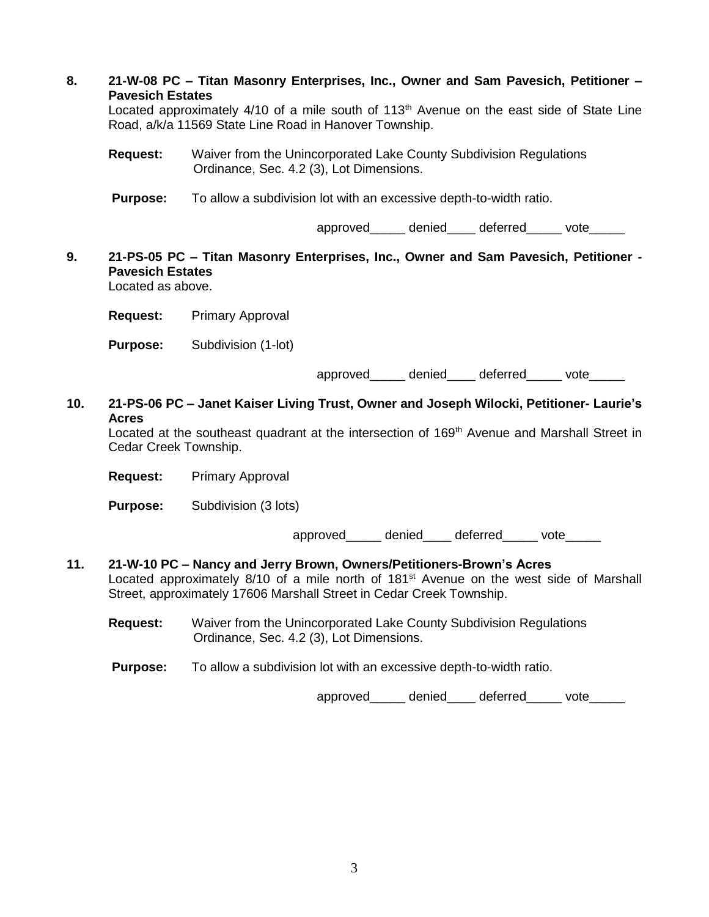**8. 21-W-08 PC – Titan Masonry Enterprises, Inc., Owner and Sam Pavesich, Petitioner – Pavesich Estates**

Located approximately 4/10 of a mile south of 113th Avenue on the east side of State Line Road, a/k/a 11569 State Line Road in Hanover Township.

**Request:** Waiver from the Unincorporated Lake County Subdivision Regulations Ordinance, Sec. 4.2 (3), Lot Dimensions.

**Purpose:** To allow a subdivision lot with an excessive depth-to-width ratio.

approved_____ denied____ deferred_____ vote_____

**9. 21-PS-05 PC – Titan Masonry Enterprises, Inc., Owner and Sam Pavesich, Petitioner - Pavesich Estates**

Located as above.

**Request:** Primary Approval

**Purpose:** Subdivision (1-lot)

approved_____ denied____ deferred_____ vote_____

**10. 21-PS-06 PC – Janet Kaiser Living Trust, Owner and Joseph Wilocki, Petitioner- Laurie's Acres**

Located at the southeast quadrant at the intersection of 169th Avenue and Marshall Street in Cedar Creek Township.

**Request:** Primary Approval

**Purpose:** Subdivision (3 lots)

approved_____ denied____ deferred_____ vote_____

**11. 21-W-10 PC – Nancy and Jerry Brown, Owners/Petitioners-Brown's Acres**

Located approximately 8/10 of a mile north of 181st Avenue on the west side of Marshall Street, approximately 17606 Marshall Street in Cedar Creek Township.

**Request:** Waiver from the Unincorporated Lake County Subdivision Regulations Ordinance, Sec. 4.2 (3), Lot Dimensions.

**Purpose:** To allow a subdivision lot with an excessive depth-to-width ratio.

approved_____ denied____ deferred_____ vote_____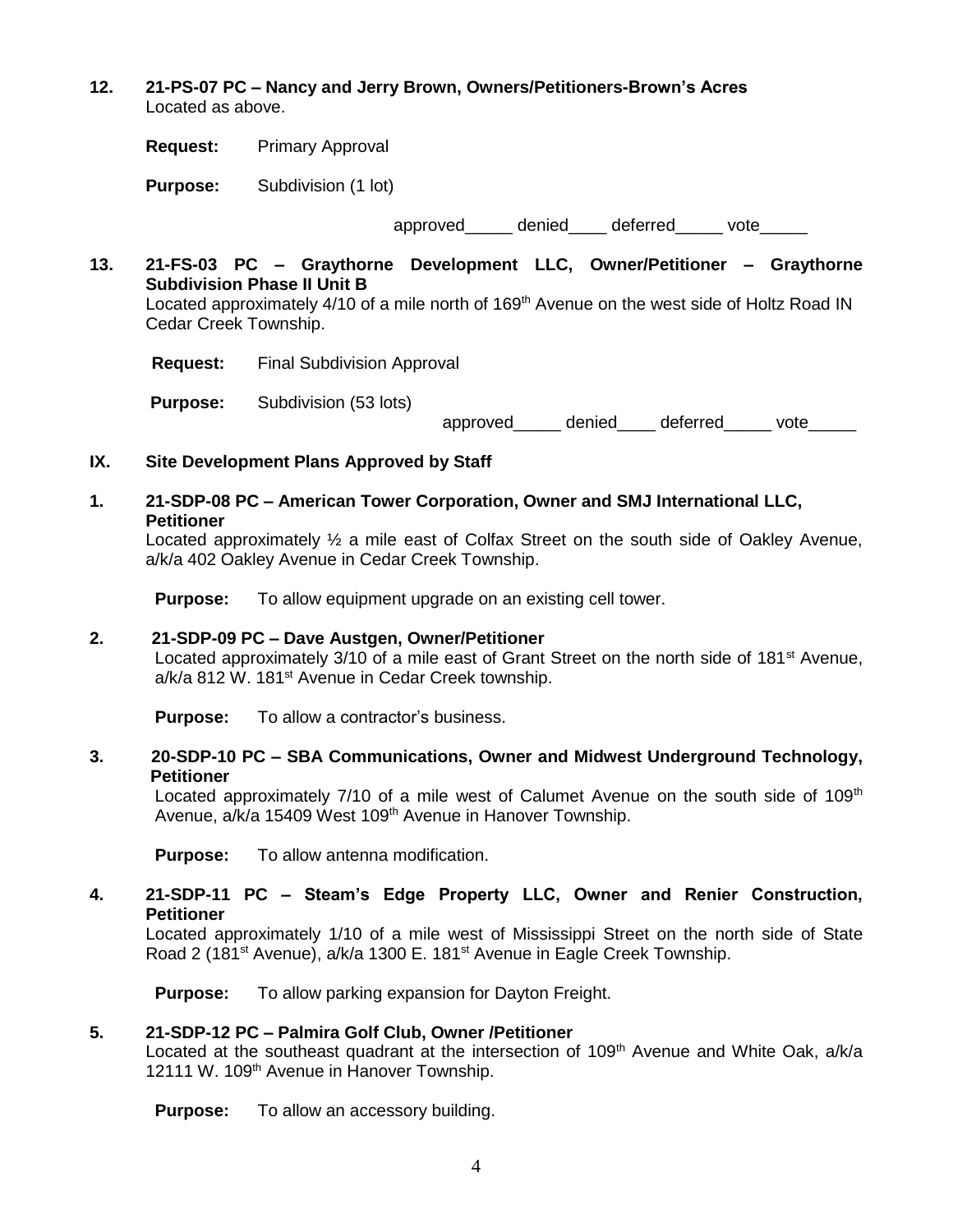**12. 21-PS-07 PC – Nancy and Jerry Brown, Owners/Petitioners-Brown's Acres**
Located as above.

**Request:** Primary Approval

**Purpose:** Subdivision (1 lot)

approved_____ denied____ deferred_____ vote_____

**13. 21-FS-03 PC – Graythorne Development LLC, Owner/Petitioner – Graythorne Subdivision Phase II Unit B**
Located approximately 4/10 of a mile north of 169th Avenue on the west side of Holtz Road IN Cedar Creek Township.

**Request:** Final Subdivision Approval

**Purpose:** Subdivision (53 lots)

approved_____ denied____ deferred_____ vote_____

## IX. Site Development Plans Approved by Staff

**1. 21-SDP-08 PC – American Tower Corporation, Owner and SMJ International LLC, Petitioner**
Located approximately ½ a mile east of Colfax Street on the south side of Oakley Avenue, a/k/a 402 Oakley Avenue in Cedar Creek Township.

**Purpose:** To allow equipment upgrade on an existing cell tower.

**2. 21-SDP-09 PC – Dave Austgen, Owner/Petitioner**
Located approximately 3/10 of a mile east of Grant Street on the north side of 181st Avenue, a/k/a 812 W. 181st Avenue in Cedar Creek township.

**Purpose:** To allow a contractor's business.

**3. 20-SDP-10 PC – SBA Communications, Owner and Midwest Underground Technology, Petitioner**
Located approximately 7/10 of a mile west of Calumet Avenue on the south side of 109th Avenue, a/k/a 15409 West 109th Avenue in Hanover Township.

**Purpose:** To allow antenna modification.

**4. 21-SDP-11 PC – Steam's Edge Property LLC, Owner and Renier Construction, Petitioner**
Located approximately 1/10 of a mile west of Mississippi Street on the north side of State Road 2 (181st Avenue), a/k/a 1300 E. 181st Avenue in Eagle Creek Township.

**Purpose:** To allow parking expansion for Dayton Freight.

**5. 21-SDP-12 PC – Palmira Golf Club, Owner /Petitioner**
Located at the southeast quadrant at the intersection of 109th Avenue and White Oak, a/k/a 12111 W. 109th Avenue in Hanover Township.

**Purpose:** To allow an accessory building.